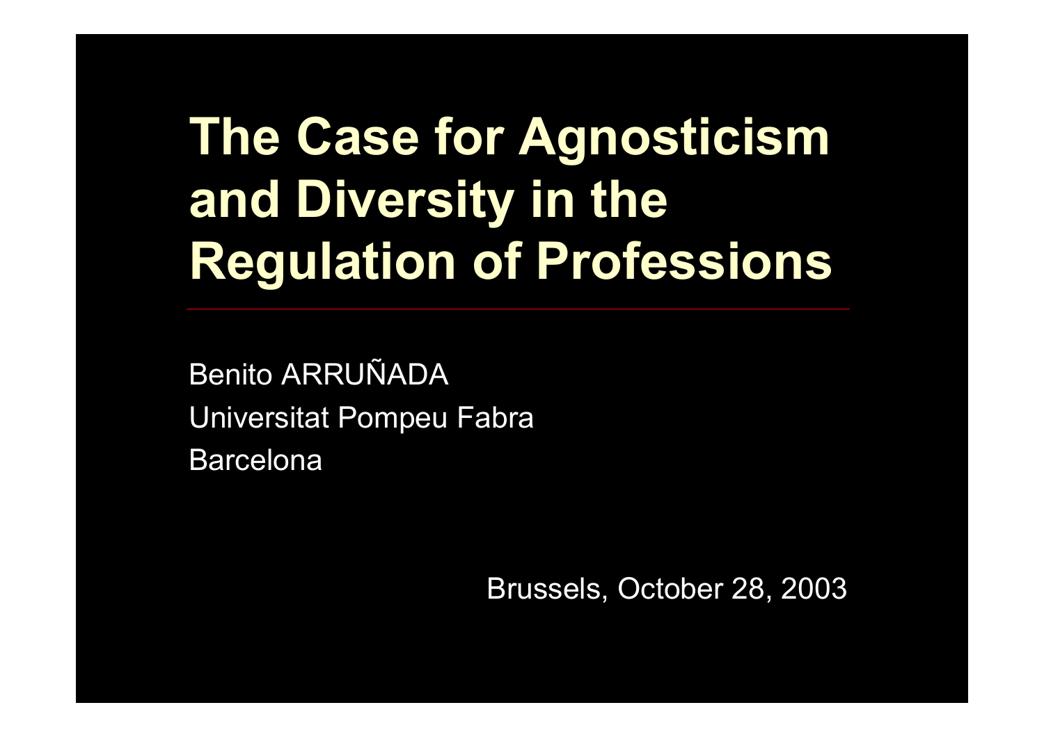# The Case for Agnosticism and Diversity in the Regulation of Professions

Benito ARRUÑADA

Universitat Pompeu Fabra

Barcelona

Brussels, October 28, 2003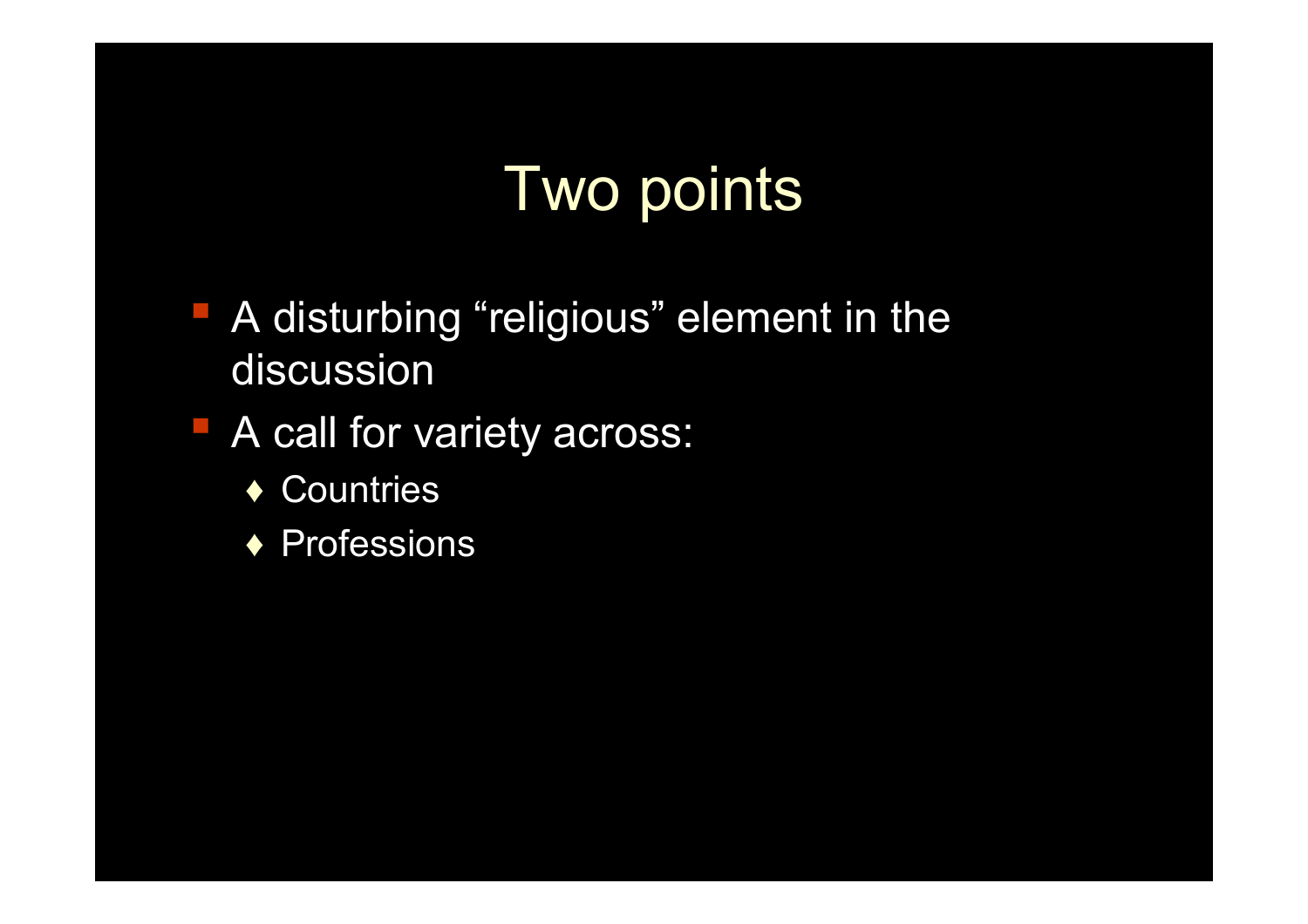# Two points

- A disturbing “religious” element in the discussion
- A call for variety across:
  - Countries
  - Professions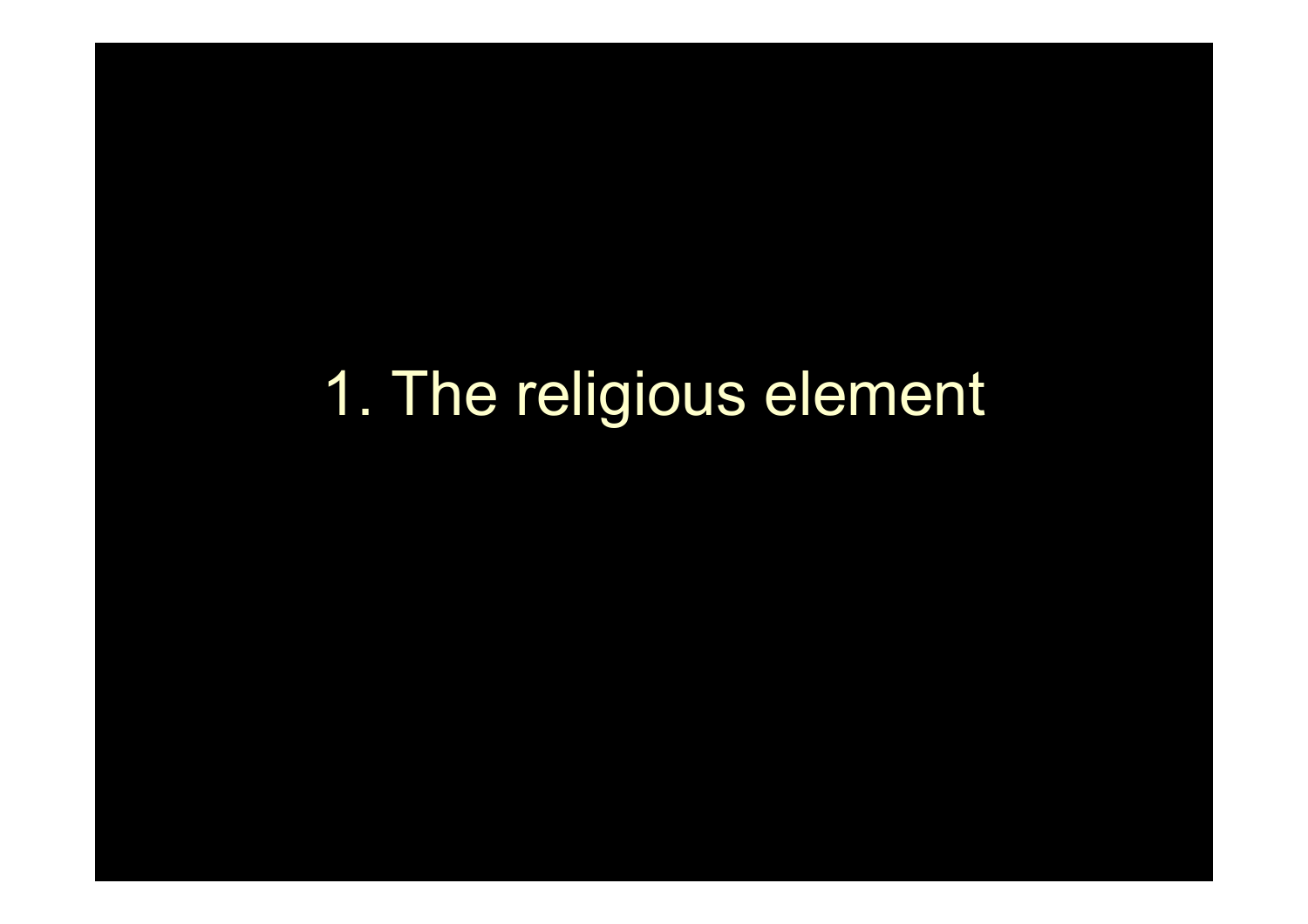# 1. The religious element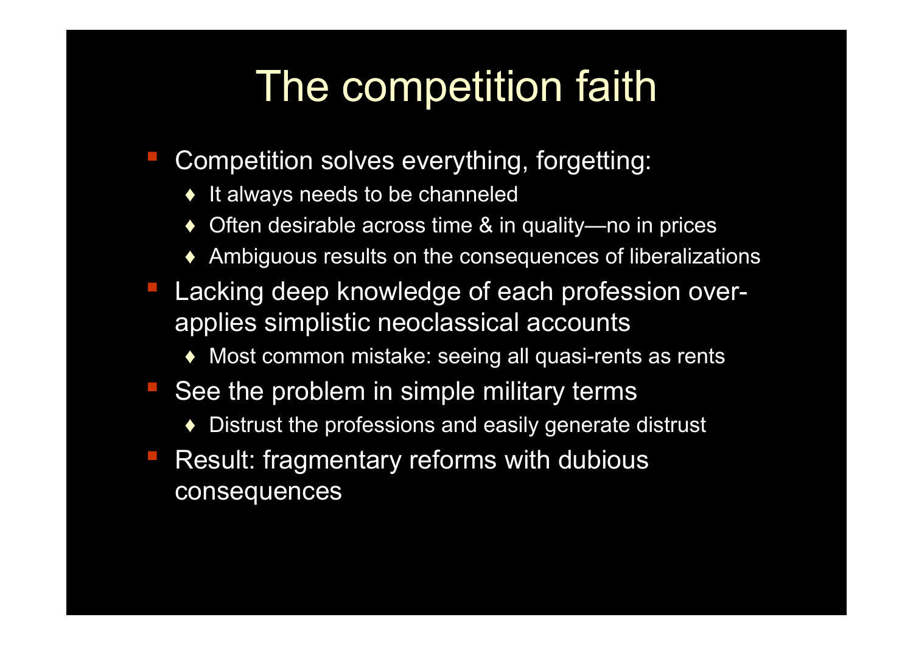# The competition faith

- Competition solves everything, forgetting:
  - It always needs to be channeled
  - Often desirable across time & in quality—no in prices
  - Ambiguous results on the consequences of liberalizations
- Lacking deep knowledge of each profession over-applies simplistic neoclassical accounts
  - Most common mistake: seeing all quasi-rents as rents
- See the problem in simple military terms
  - Distrust the professions and easily generate distrust
- Result: fragmentary reforms with dubious consequences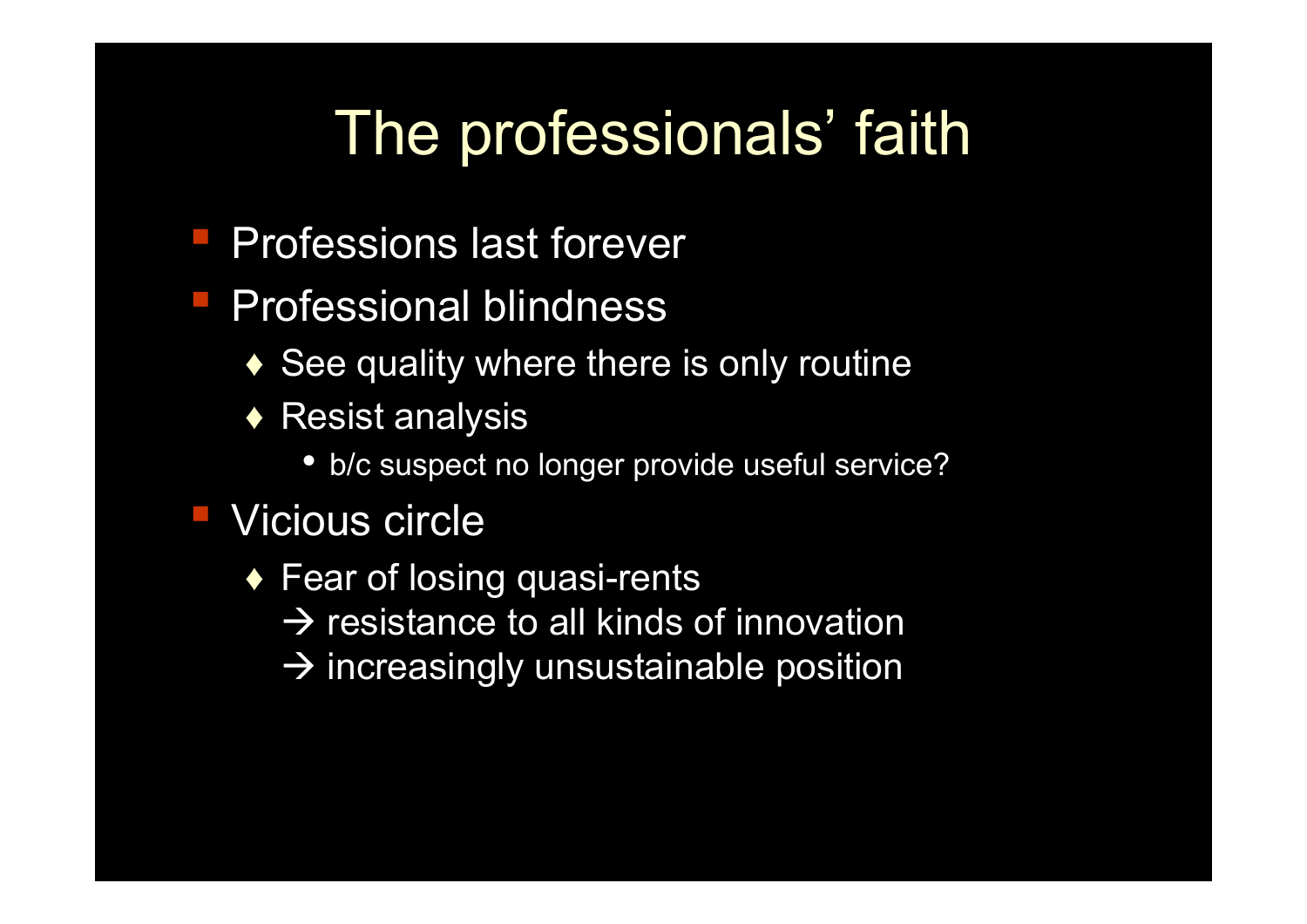# The professionals' faith

- Professions last forever
- Professional blindness
  - See quality where there is only routine
  - Resist analysis
    - b/c suspect no longer provide useful service?
- Vicious circle
  - Fear of losing quasi-rents
    → resistance to all kinds of innovation
    → increasingly unsustainable position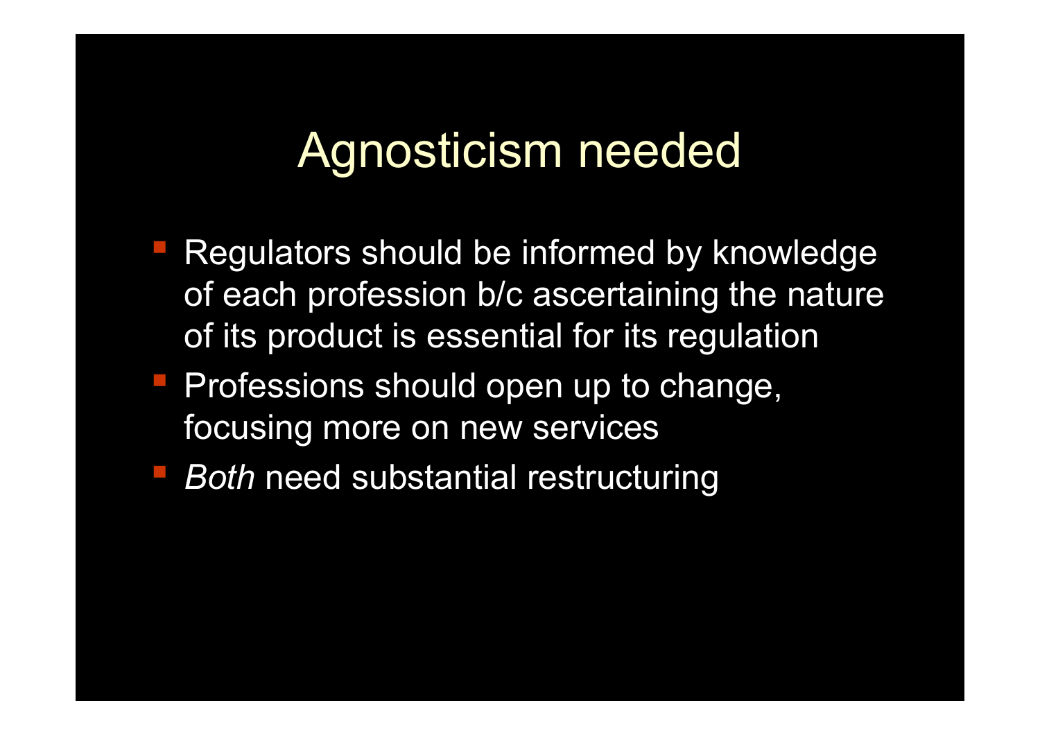# Agnosticism needed

- Regulators should be informed by knowledge of each profession b/c ascertaining the nature of its product is essential for its regulation
- Professions should open up to change, focusing more on new services
- *Both* need substantial restructuring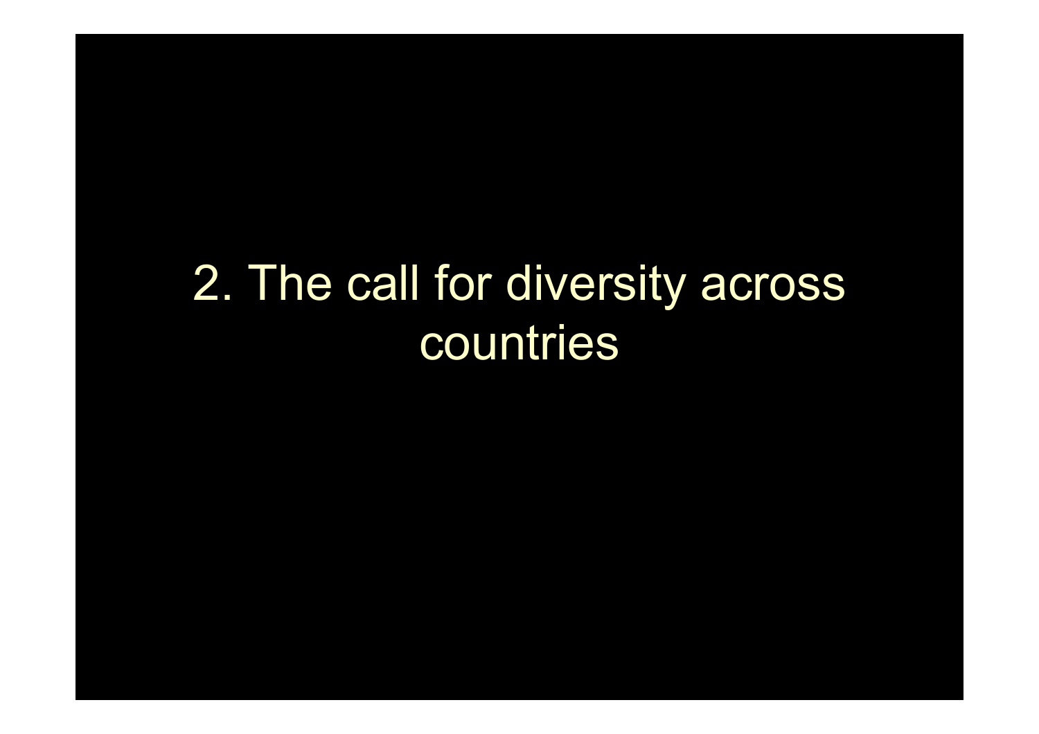# 2. The call for diversity across countries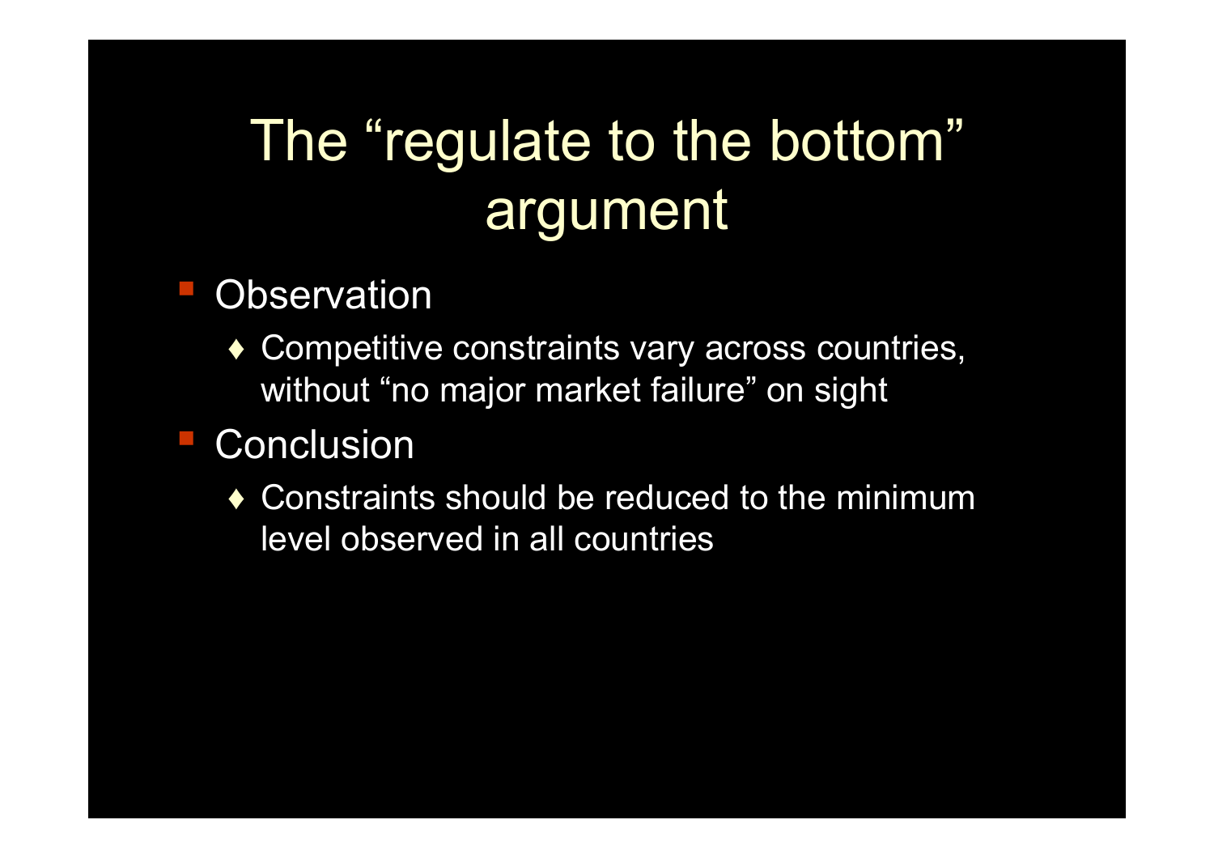# The "regulate to the bottom" argument

- Observation
  - Competitive constraints vary across countries, without "no major market failure" on sight
- Conclusion
  - Constraints should be reduced to the minimum level observed in all countries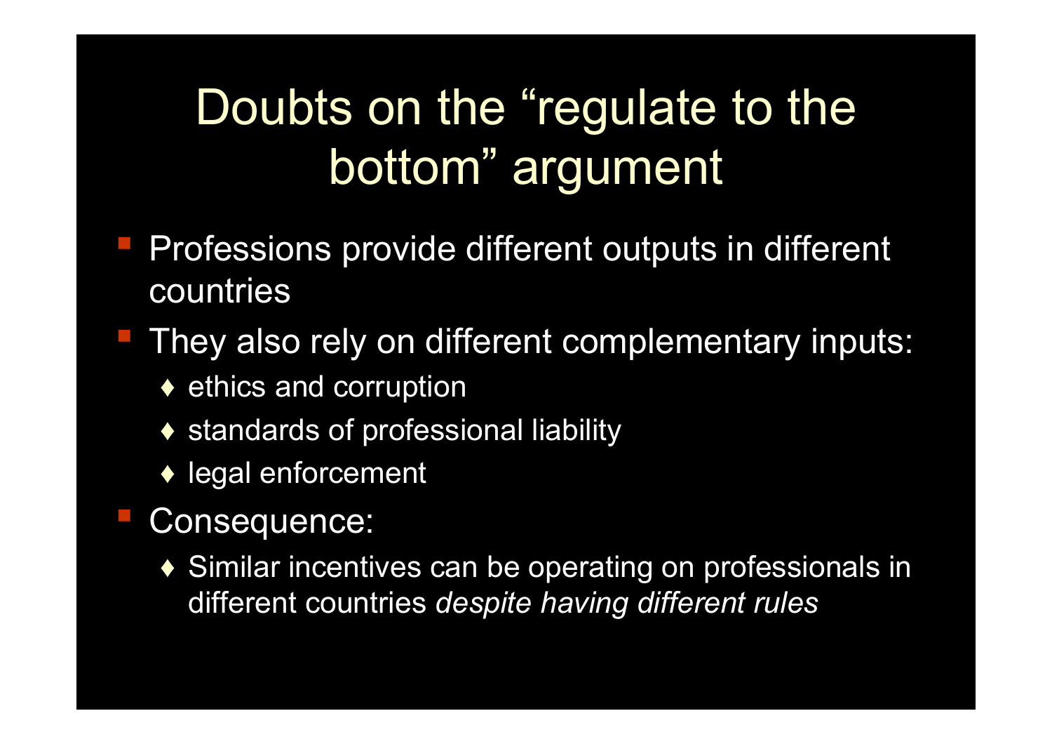# Doubts on the "regulate to the bottom" argument

- Professions provide different outputs in different countries
- They also rely on different complementary inputs:
  - ethics and corruption
  - standards of professional liability
  - legal enforcement
- Consequence:
  - Similar incentives can be operating on professionals in different countries *despite having different rules*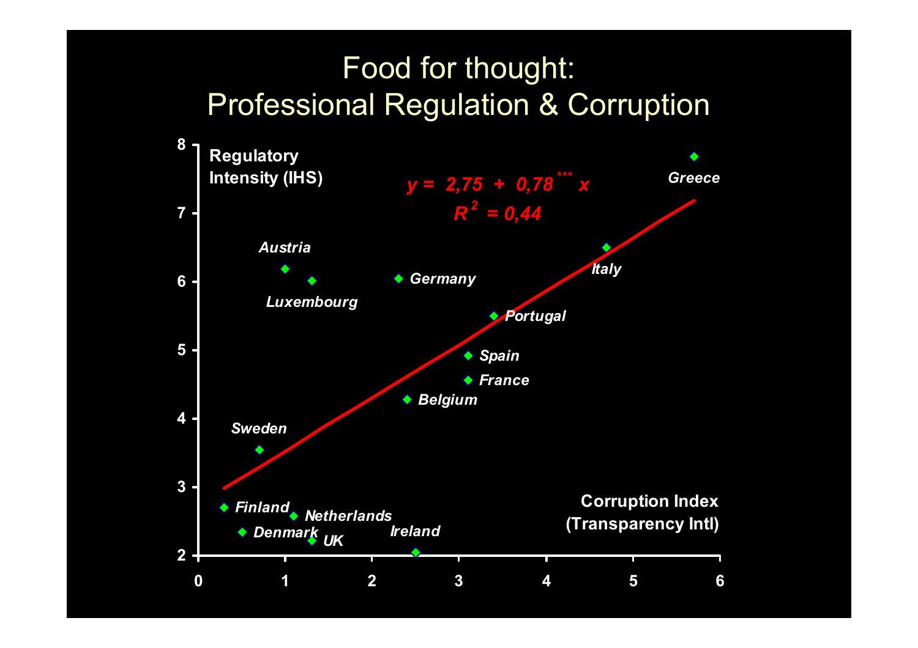# Food for thought: Professional Regulation & Corruption

Regulatory Intensity (IHS)

$y = 2{,}75 + 0{,}78^{***} x$

$R^2 = 0{,}44$

Corruption Index (Transparency Intl)

Greece, Italy, Portugal, Spain, France, Belgium, Germany, Austria, Luxembourg, Sweden, Finland, Netherlands, Denmark, UK, Ireland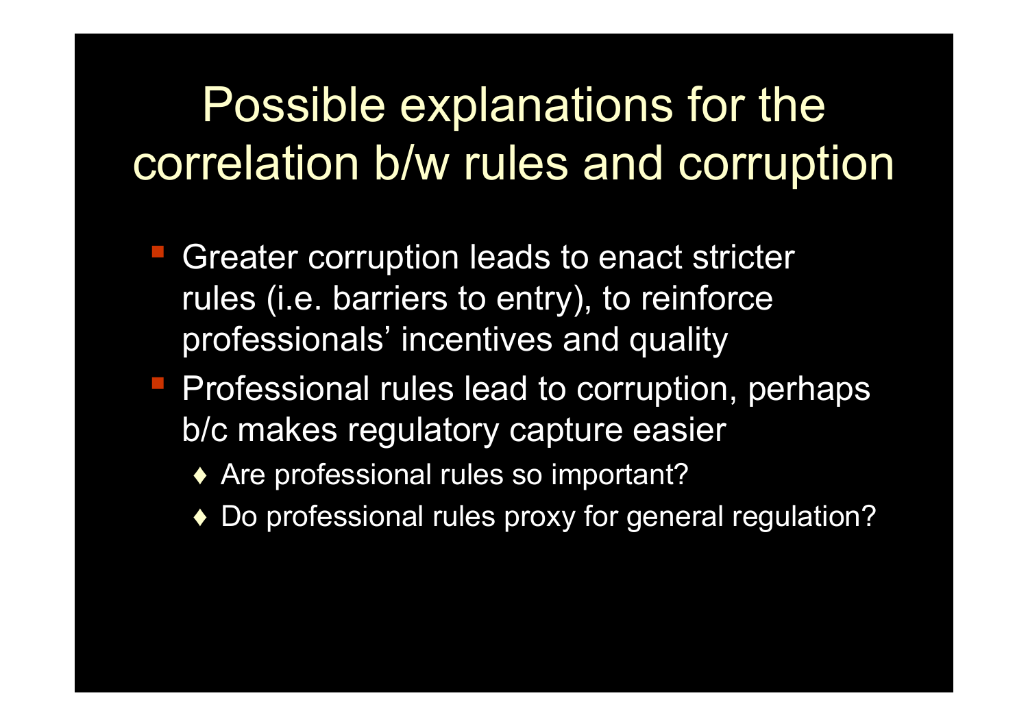# Possible explanations for the correlation b/w rules and corruption

- Greater corruption leads to enact stricter rules (i.e. barriers to entry), to reinforce professionals' incentives and quality
- Professional rules lead to corruption, perhaps b/c makes regulatory capture easier
  - Are professional rules so important?
  - Do professional rules proxy for general regulation?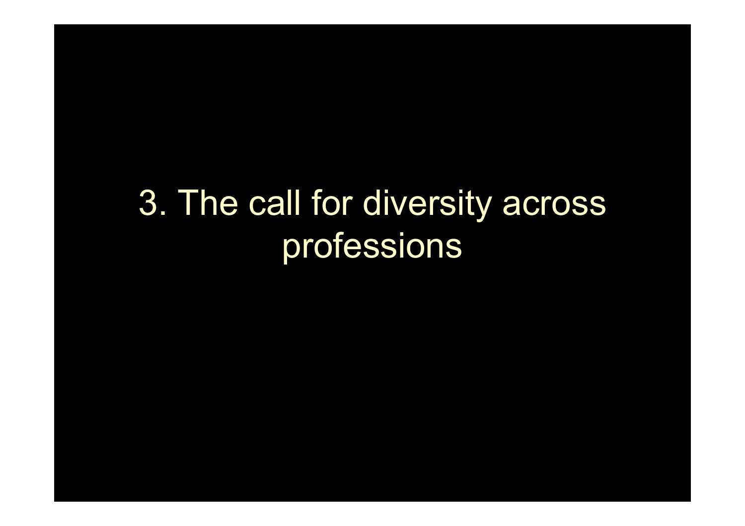# 3. The call for diversity across professions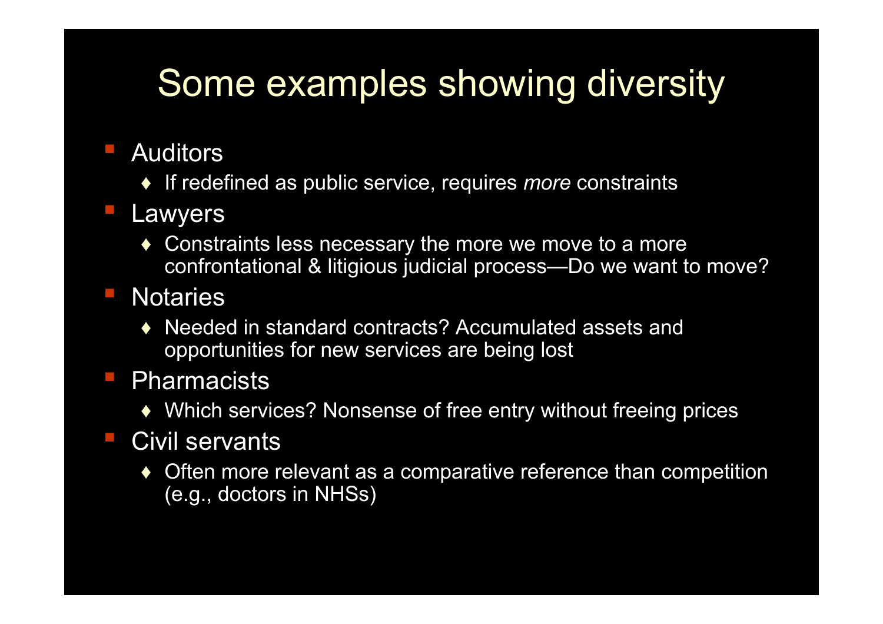# Some examples showing diversity

- Auditors
  - If redefined as public service, requires *more* constraints
- Lawyers
  - Constraints less necessary the more we move to a more confrontational & litigious judicial process—Do we want to move?
- Notaries
  - Needed in standard contracts? Accumulated assets and opportunities for new services are being lost
- Pharmacists
  - Which services? Nonsense of free entry without freeing prices
- Civil servants
  - Often more relevant as a comparative reference than competition (e.g., doctors in NHSs)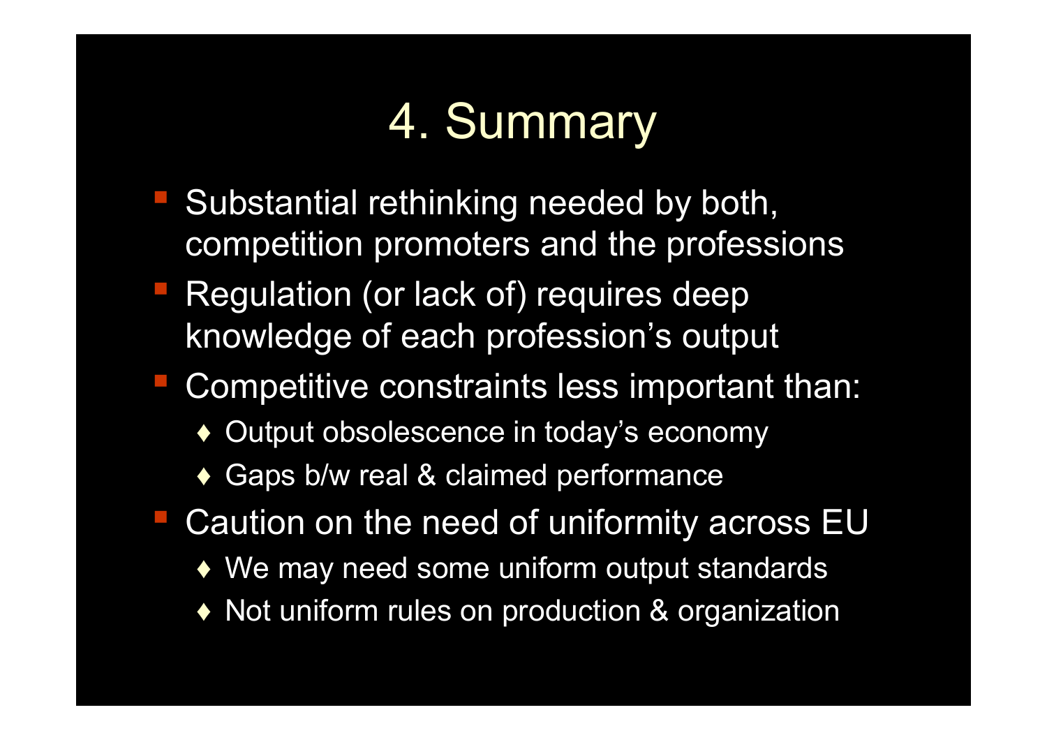# 4. Summary

- Substantial rethinking needed by both, competition promoters and the professions
- Regulation (or lack of) requires deep knowledge of each profession's output
- Competitive constraints less important than:
  - Output obsolescence in today's economy
  - Gaps b/w real & claimed performance
- Caution on the need of uniformity across EU
  - We may need some uniform output standards
  - Not uniform rules on production & organization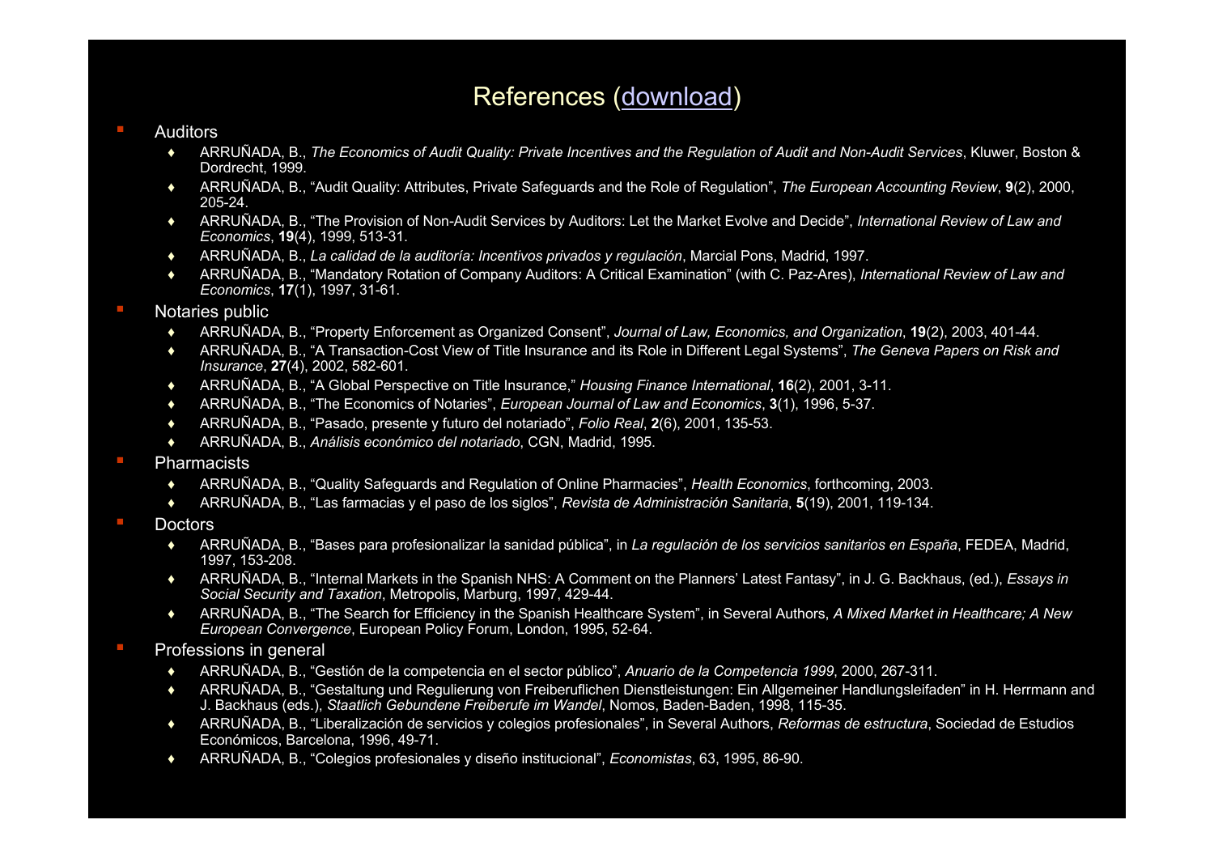# References (download)

- Auditors
  - ARRUÑADA, B., *The Economics of Audit Quality: Private Incentives and the Regulation of Audit and Non-Audit Services*, Kluwer, Boston & Dordrecht, 1999.
  - ARRUÑADA, B., "Audit Quality: Attributes, Private Safeguards and the Role of Regulation", *The European Accounting Review*, **9**(2), 2000, 205-24.
  - ARRUÑADA, B., "The Provision of Non-Audit Services by Auditors: Let the Market Evolve and Decide", *International Review of Law and Economics*, **19**(4), 1999, 513-31.
  - ARRUÑADA, B., *La calidad de la auditoría: Incentivos privados y regulación*, Marcial Pons, Madrid, 1997.
  - ARRUÑADA, B., "Mandatory Rotation of Company Auditors: A Critical Examination" (with C. Paz-Ares), *International Review of Law and Economics*, **17**(1), 1997, 31-61.
- Notaries public
  - ARRUÑADA, B., "Property Enforcement as Organized Consent", *Journal of Law, Economics, and Organization*, **19**(2), 2003, 401-44.
  - ARRUÑADA, B., "A Transaction-Cost View of Title Insurance and its Role in Different Legal Systems", *The Geneva Papers on Risk and Insurance*, **27**(4), 2002, 582-601.
  - ARRUÑADA, B., "A Global Perspective on Title Insurance," *Housing Finance International*, **16**(2), 2001, 3-11.
  - ARRUÑADA, B., "The Economics of Notaries", *European Journal of Law and Economics*, **3**(1), 1996, 5-37.
  - ARRUÑADA, B., "Pasado, presente y futuro del notariado", *Folio Real*, **2**(6), 2001, 135-53.
  - ARRUÑADA, B., *Análisis económico del notariado*, CGN, Madrid, 1995.
- Pharmacists
  - ARRUÑADA, B., "Quality Safeguards and Regulation of Online Pharmacies", *Health Economics*, forthcoming, 2003.
  - ARRUÑADA, B., "Las farmacias y el paso de los siglos", *Revista de Administración Sanitaria*, **5**(19), 2001, 119-134.
- Doctors
  - ARRUÑADA, B., "Bases para profesionalizar la sanidad pública", in *La regulación de los servicios sanitarios en España*, FEDEA, Madrid, 1997, 153-208.
  - ARRUÑADA, B., "Internal Markets in the Spanish NHS: A Comment on the Planners' Latest Fantasy", in J. G. Backhaus, (ed.), *Essays in Social Security and Taxation*, Metropolis, Marburg, 1997, 429-44.
  - ARRUÑADA, B., "The Search for Efficiency in the Spanish Healthcare System", in Several Authors, *A Mixed Market in Healthcare; A New European Convergence*, European Policy Forum, London, 1995, 52-64.
- Professions in general
  - ARRUÑADA, B., "Gestión de la competencia en el sector público", *Anuario de la Competencia 1999*, 2000, 267-311.
  - ARRUÑADA, B., "Gestaltung und Regulierung von Freiberuflichen Dienstleistungen: Ein Allgemeiner Handlungsleifaden" in H. Herrmann and J. Backhaus (eds.), *Staatlich Gebundene Freiberufe im Wandel*, Nomos, Baden-Baden, 1998, 115-35.
  - ARRUÑADA, B., "Liberalización de servicios y colegios profesionales", in Several Authors, *Reformas de estructura*, Sociedad de Estudios Económicos, Barcelona, 1996, 49-71.
  - ARRUÑADA, B., "Colegios profesionales y diseño institucional", *Economistas*, 63, 1995, 86-90.